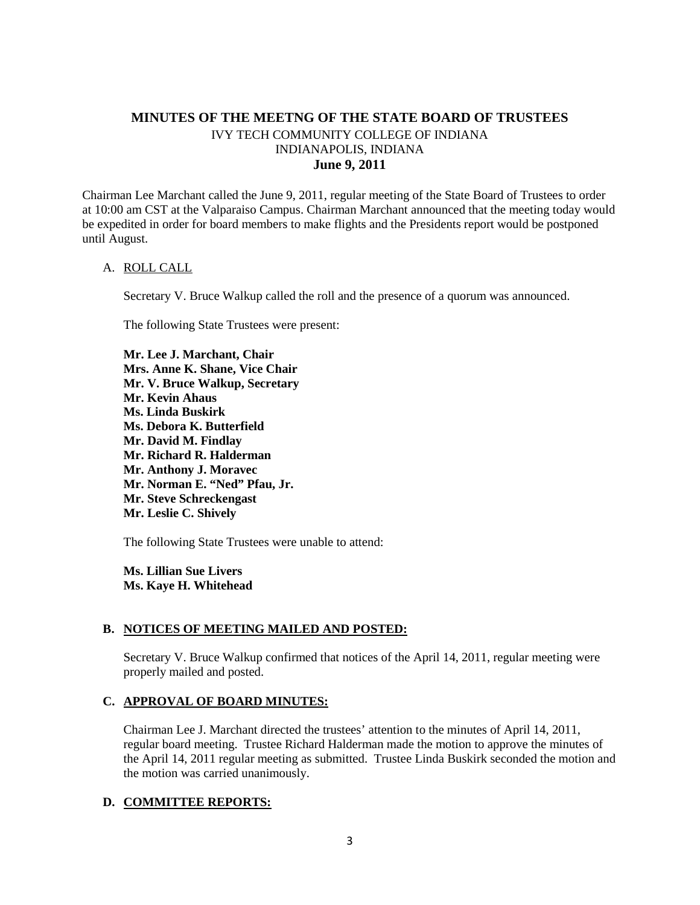# MINUTES OF THE MEETNG OF THE STATE BOARD OF TRUSTEES

IVY TECH COMMUNITY COLLEGE OF INDIANA
INDIANAPOLIS, INDIANA
**June 9, 2011**

Chairman Lee Marchant called the June 9, 2011, regular meeting of the State Board of Trustees to order at 10:00 am CST at the Valparaiso Campus. Chairman Marchant announced that the meeting today would be expedited in order for board members to make flights and the Presidents report would be postponed until August.

A. ROLL CALL

Secretary V. Bruce Walkup called the roll and the presence of a quorum was announced.

The following State Trustees were present:

**Mr. Lee J. Marchant, Chair**
**Mrs. Anne K. Shane, Vice Chair**
**Mr. V. Bruce Walkup, Secretary**
**Mr. Kevin Ahaus**
**Ms. Linda Buskirk**
**Ms. Debora K. Butterfield**
**Mr. David M. Findlay**
**Mr. Richard R. Halderman**
**Mr. Anthony J. Moravec**
**Mr. Norman E. "Ned" Pfau, Jr.**
**Mr. Steve Schreckengast**
**Mr. Leslie C. Shively**

The following State Trustees were unable to attend:

**Ms. Lillian Sue Livers**
**Ms. Kaye H. Whitehead**

**B. NOTICES OF MEETING MAILED AND POSTED:**

Secretary V. Bruce Walkup confirmed that notices of the April 14, 2011, regular meeting were properly mailed and posted.

**C. APPROVAL OF BOARD MINUTES:**

Chairman Lee J. Marchant directed the trustees' attention to the minutes of April 14, 2011, regular board meeting. Trustee Richard Halderman made the motion to approve the minutes of the April 14, 2011 regular meeting as submitted. Trustee Linda Buskirk seconded the motion and the motion was carried unanimously.

**D. COMMITTEE REPORTS:**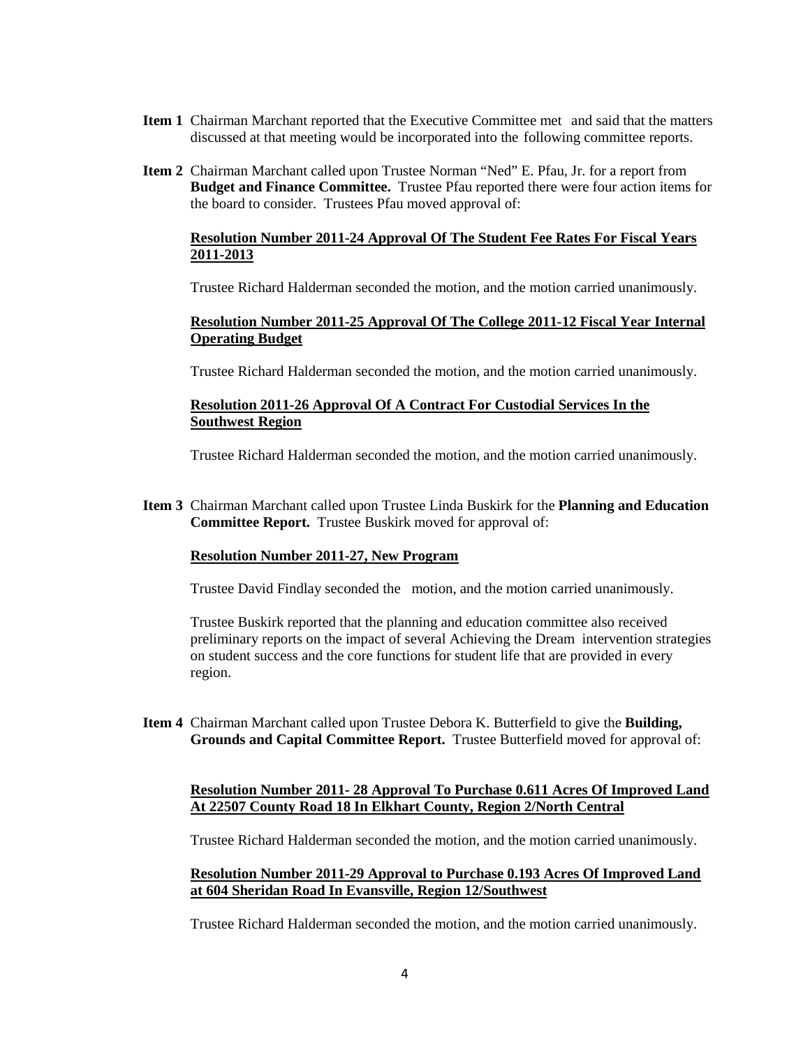**Item 1** Chairman Marchant reported that the Executive Committee met and said that the matters discussed at that meeting would be incorporated into the following committee reports.

**Item 2** Chairman Marchant called upon Trustee Norman "Ned" E. Pfau, Jr. for a report from **Budget and Finance Committee.** Trustee Pfau reported there were four action items for the board to consider. Trustees Pfau moved approval of:

**<u>Resolution Number 2011-24 Approval Of The Student Fee Rates For Fiscal Years 2011-2013</u>**

Trustee Richard Halderman seconded the motion, and the motion carried unanimously.

**<u>Resolution Number 2011-25 Approval Of The College 2011-12 Fiscal Year Internal Operating Budget</u>**

Trustee Richard Halderman seconded the motion, and the motion carried unanimously.

**<u>Resolution 2011-26 Approval Of A Contract For Custodial Services In the Southwest Region</u>**

Trustee Richard Halderman seconded the motion, and the motion carried unanimously.

**Item 3** Chairman Marchant called upon Trustee Linda Buskirk for the **Planning and Education Committee Report.** Trustee Buskirk moved for approval of:

**<u>Resolution Number 2011-27, New Program</u>**

Trustee David Findlay seconded the motion, and the motion carried unanimously.

Trustee Buskirk reported that the planning and education committee also received preliminary reports on the impact of several Achieving the Dream intervention strategies on student success and the core functions for student life that are provided in every region.

**Item 4** Chairman Marchant called upon Trustee Debora K. Butterfield to give the **Building, Grounds and Capital Committee Report.** Trustee Butterfield moved for approval of:

**<u>Resolution Number 2011- 28 Approval To Purchase 0.611 Acres Of Improved Land At 22507 County Road 18 In Elkhart County, Region 2/North Central</u>**

Trustee Richard Halderman seconded the motion, and the motion carried unanimously.

**<u>Resolution Number 2011-29 Approval to Purchase 0.193 Acres Of Improved Land at 604 Sheridan Road In Evansville, Region 12/Southwest</u>**

Trustee Richard Halderman seconded the motion, and the motion carried unanimously.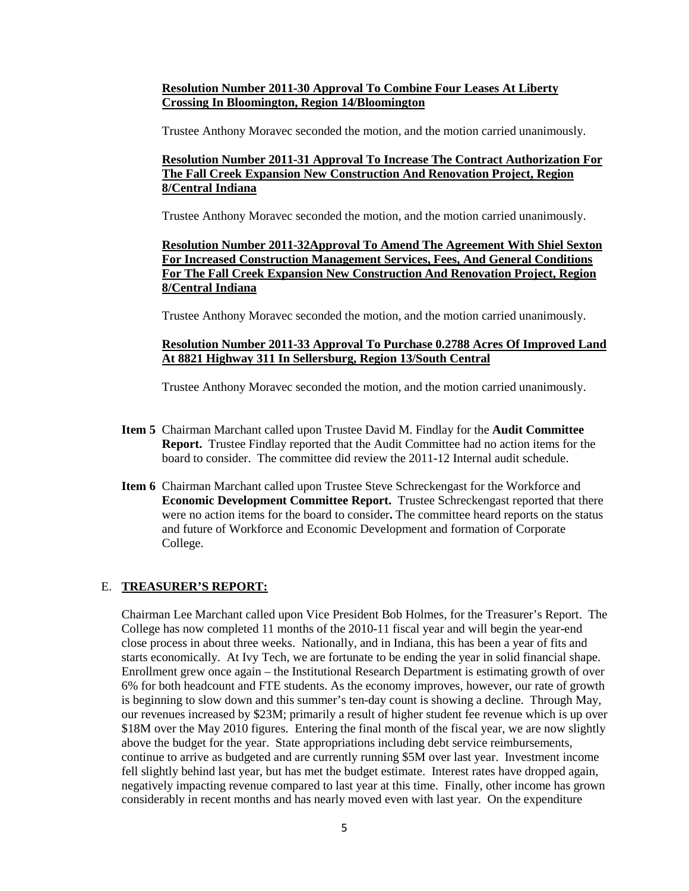**Resolution Number 2011-30 Approval To Combine Four Leases At Liberty Crossing In Bloomington, Region 14/Bloomington**

Trustee Anthony Moravec seconded the motion, and the motion carried unanimously.

**Resolution Number 2011-31 Approval To Increase The Contract Authorization For The Fall Creek Expansion New Construction And Renovation Project, Region 8/Central Indiana**

Trustee Anthony Moravec seconded the motion, and the motion carried unanimously.

**Resolution Number 2011-32Approval To Amend The Agreement With Shiel Sexton For Increased Construction Management Services, Fees, And General Conditions For The Fall Creek Expansion New Construction And Renovation Project, Region 8/Central Indiana**

Trustee Anthony Moravec seconded the motion, and the motion carried unanimously.

**Resolution Number 2011-33 Approval To Purchase 0.2788 Acres Of Improved Land At 8821 Highway 311 In Sellersburg, Region 13/South Central**

Trustee Anthony Moravec seconded the motion, and the motion carried unanimously.

**Item 5** Chairman Marchant called upon Trustee David M. Findlay for the **Audit Committee Report.** Trustee Findlay reported that the Audit Committee had no action items for the board to consider. The committee did review the 2011-12 Internal audit schedule.

**Item 6** Chairman Marchant called upon Trustee Steve Schreckengast for the Workforce and **Economic Development Committee Report.** Trustee Schreckengast reported that there were no action items for the board to consider**.** The committee heard reports on the status and future of Workforce and Economic Development and formation of Corporate College.

E. **TREASURER'S REPORT:**

Chairman Lee Marchant called upon Vice President Bob Holmes, for the Treasurer's Report. The College has now completed 11 months of the 2010-11 fiscal year and will begin the year-end close process in about three weeks. Nationally, and in Indiana, this has been a year of fits and starts economically. At Ivy Tech, we are fortunate to be ending the year in solid financial shape. Enrollment grew once again – the Institutional Research Department is estimating growth of over 6% for both headcount and FTE students. As the economy improves, however, our rate of growth is beginning to slow down and this summer's ten-day count is showing a decline. Through May, our revenues increased by \$23M; primarily a result of higher student fee revenue which is up over \$18M over the May 2010 figures. Entering the final month of the fiscal year, we are now slightly above the budget for the year. State appropriations including debt service reimbursements, continue to arrive as budgeted and are currently running \$5M over last year. Investment income fell slightly behind last year, but has met the budget estimate. Interest rates have dropped again, negatively impacting revenue compared to last year at this time. Finally, other income has grown considerably in recent months and has nearly moved even with last year. On the expenditure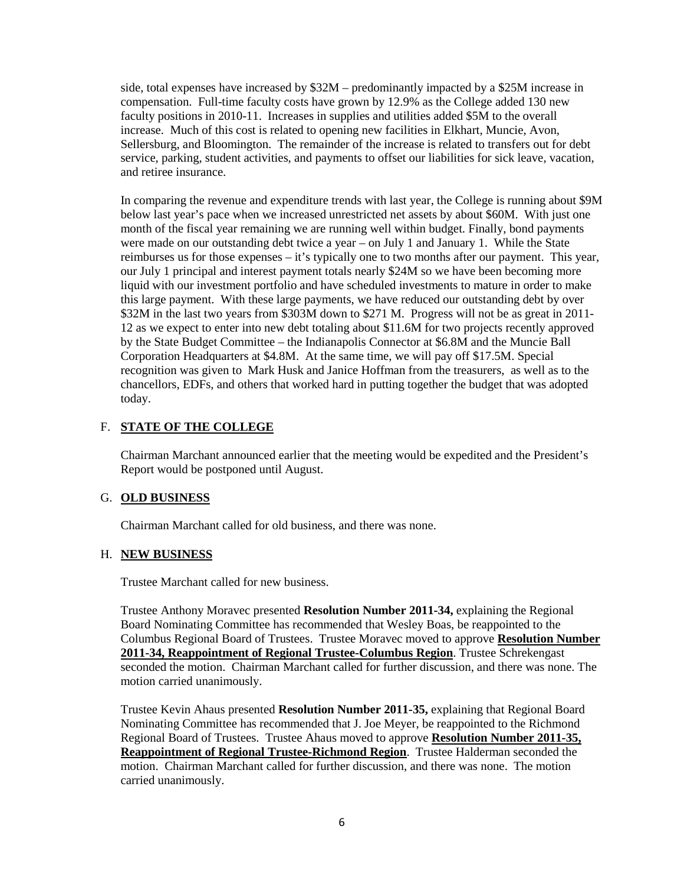side, total expenses have increased by $32M – predominantly impacted by a $25M increase in compensation. Full-time faculty costs have grown by 12.9% as the College added 130 new faculty positions in 2010-11. Increases in supplies and utilities added $5M to the overall increase. Much of this cost is related to opening new facilities in Elkhart, Muncie, Avon, Sellersburg, and Bloomington. The remainder of the increase is related to transfers out for debt service, parking, student activities, and payments to offset our liabilities for sick leave, vacation, and retiree insurance.

In comparing the revenue and expenditure trends with last year, the College is running about $9M below last year's pace when we increased unrestricted net assets by about $60M. With just one month of the fiscal year remaining we are running well within budget. Finally, bond payments were made on our outstanding debt twice a year – on July 1 and January 1. While the State reimburses us for those expenses – it's typically one to two months after our payment. This year, our July 1 principal and interest payment totals nearly $24M so we have been becoming more liquid with our investment portfolio and have scheduled investments to mature in order to make this large payment. With these large payments, we have reduced our outstanding debt by over $32M in the last two years from $303M down to $271 M. Progress will not be as great in 2011-12 as we expect to enter into new debt totaling about $11.6M for two projects recently approved by the State Budget Committee – the Indianapolis Connector at $6.8M and the Muncie Ball Corporation Headquarters at $4.8M. At the same time, we will pay off $17.5M. Special recognition was given to Mark Husk and Janice Hoffman from the treasurers, as well as to the chancellors, EDFs, and others that worked hard in putting together the budget that was adopted today.

## F. **STATE OF THE COLLEGE**

Chairman Marchant announced earlier that the meeting would be expedited and the President's Report would be postponed until August.

## G. **OLD BUSINESS**

Chairman Marchant called for old business, and there was none.

## H. **NEW BUSINESS**

Trustee Marchant called for new business.

Trustee Anthony Moravec presented **Resolution Number 2011-34,** explaining the Regional Board Nominating Committee has recommended that Wesley Boas, be reappointed to the Columbus Regional Board of Trustees. Trustee Moravec moved to approve **Resolution Number 2011-34, Reappointment of Regional Trustee-Columbus Region**. Trustee Schrekengast seconded the motion. Chairman Marchant called for further discussion, and there was none. The motion carried unanimously.

Trustee Kevin Ahaus presented **Resolution Number 2011-35,** explaining that Regional Board Nominating Committee has recommended that J. Joe Meyer, be reappointed to the Richmond Regional Board of Trustees. Trustee Ahaus moved to approve **Resolution Number 2011-35, Reappointment of Regional Trustee-Richmond Region**. Trustee Halderman seconded the motion. Chairman Marchant called for further discussion, and there was none. The motion carried unanimously.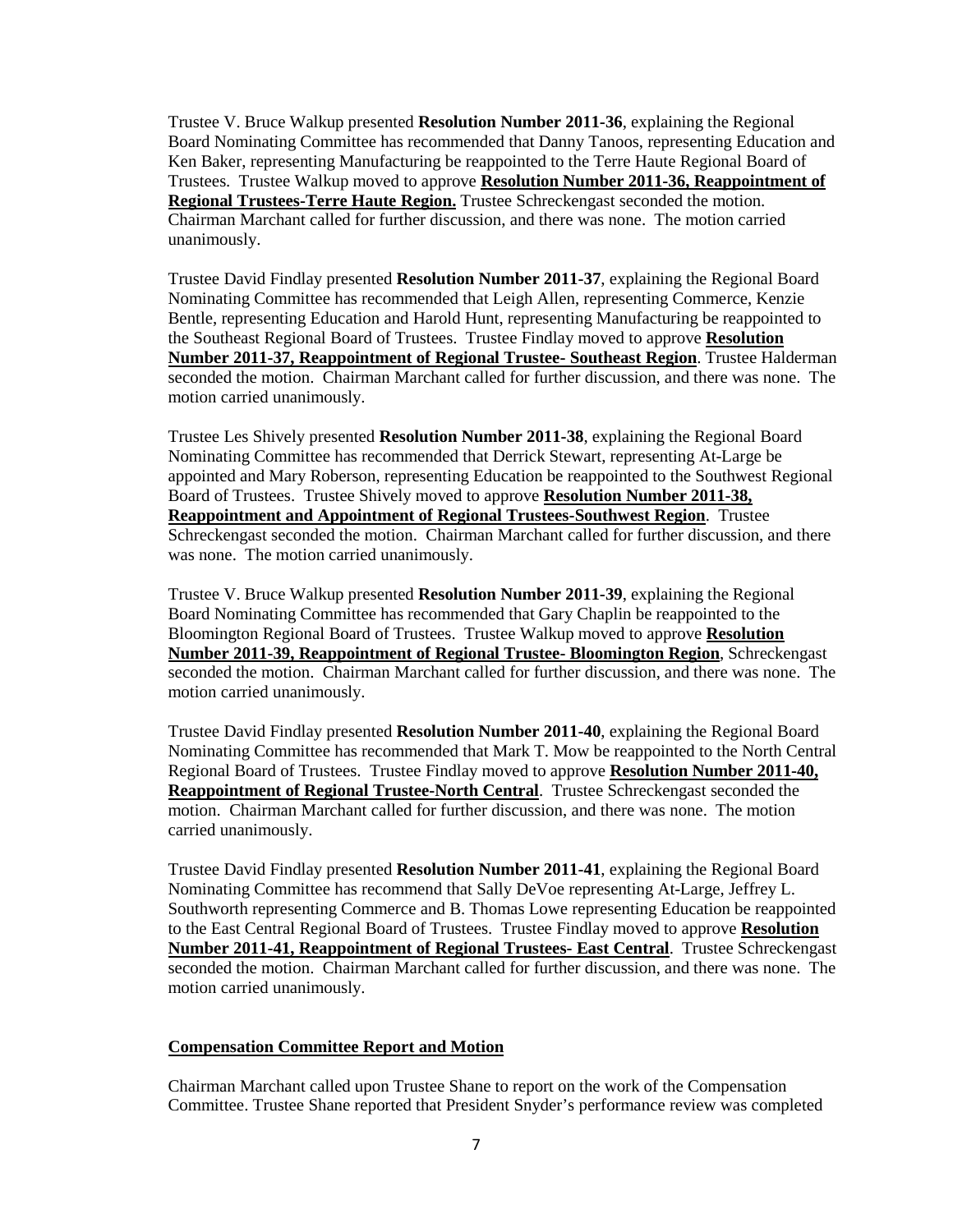Trustee V. Bruce Walkup presented **Resolution Number 2011-36**, explaining the Regional Board Nominating Committee has recommended that Danny Tanoos, representing Education and Ken Baker, representing Manufacturing be reappointed to the Terre Haute Regional Board of Trustees. Trustee Walkup moved to approve **Resolution Number 2011-36, Reappointment of Regional Trustees-Terre Haute Region.** Trustee Schreckengast seconded the motion. Chairman Marchant called for further discussion, and there was none. The motion carried unanimously.

Trustee David Findlay presented **Resolution Number 2011-37**, explaining the Regional Board Nominating Committee has recommended that Leigh Allen, representing Commerce, Kenzie Bentle, representing Education and Harold Hunt, representing Manufacturing be reappointed to the Southeast Regional Board of Trustees. Trustee Findlay moved to approve **Resolution Number 2011-37, Reappointment of Regional Trustee- Southeast Region**. Trustee Halderman seconded the motion. Chairman Marchant called for further discussion, and there was none. The motion carried unanimously.

Trustee Les Shively presented **Resolution Number 2011-38**, explaining the Regional Board Nominating Committee has recommended that Derrick Stewart, representing At-Large be appointed and Mary Roberson, representing Education be reappointed to the Southwest Regional Board of Trustees. Trustee Shively moved to approve **Resolution Number 2011-38, Reappointment and Appointment of Regional Trustees-Southwest Region**. Trustee Schreckengast seconded the motion. Chairman Marchant called for further discussion, and there was none. The motion carried unanimously.

Trustee V. Bruce Walkup presented **Resolution Number 2011-39**, explaining the Regional Board Nominating Committee has recommended that Gary Chaplin be reappointed to the Bloomington Regional Board of Trustees. Trustee Walkup moved to approve **Resolution Number 2011-39, Reappointment of Regional Trustee- Bloomington Region**, Schreckengast seconded the motion. Chairman Marchant called for further discussion, and there was none. The motion carried unanimously.

Trustee David Findlay presented **Resolution Number 2011-40**, explaining the Regional Board Nominating Committee has recommended that Mark T. Mow be reappointed to the North Central Regional Board of Trustees. Trustee Findlay moved to approve **Resolution Number 2011-40, Reappointment of Regional Trustee-North Central**. Trustee Schreckengast seconded the motion. Chairman Marchant called for further discussion, and there was none. The motion carried unanimously.

Trustee David Findlay presented **Resolution Number 2011-41**, explaining the Regional Board Nominating Committee has recommend that Sally DeVoe representing At-Large, Jeffrey L. Southworth representing Commerce and B. Thomas Lowe representing Education be reappointed to the East Central Regional Board of Trustees. Trustee Findlay moved to approve **Resolution Number 2011-41, Reappointment of Regional Trustees- East Central**. Trustee Schreckengast seconded the motion. Chairman Marchant called for further discussion, and there was none. The motion carried unanimously.

**Compensation Committee Report and Motion**

Chairman Marchant called upon Trustee Shane to report on the work of the Compensation Committee. Trustee Shane reported that President Snyder's performance review was completed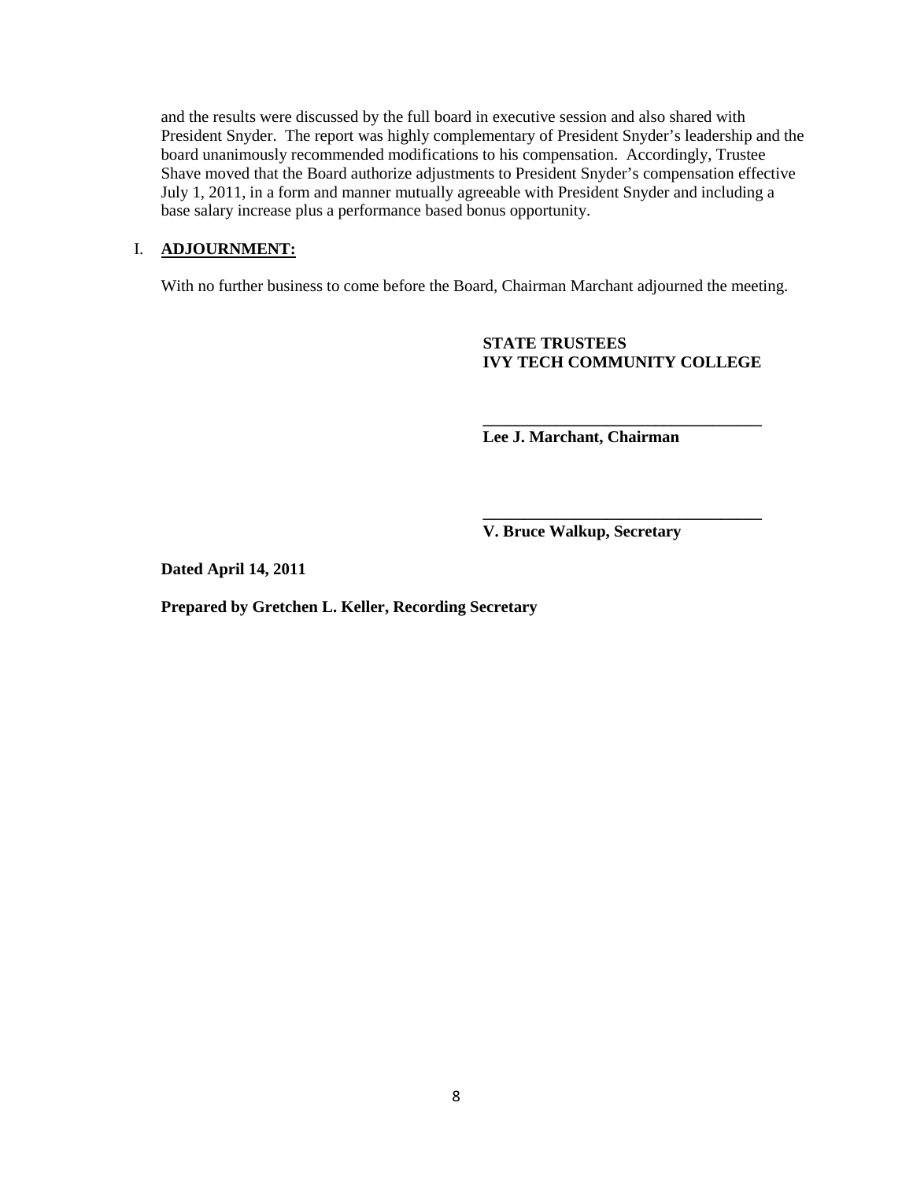and the results were discussed by the full board in executive session and also shared with President Snyder. The report was highly complementary of President Snyder's leadership and the board unanimously recommended modifications to his compensation. Accordingly, Trustee Shave moved that the Board authorize adjustments to President Snyder's compensation effective July 1, 2011, in a form and manner mutually agreeable with President Snyder and including a base salary increase plus a performance based bonus opportunity.

I. **ADJOURNMENT:**

With no further business to come before the Board, Chairman Marchant adjourned the meeting.

**STATE TRUSTEES**
**IVY TECH COMMUNITY COLLEGE**

**\_\_\_\_\_\_\_\_\_\_\_\_\_\_\_\_\_\_\_\_\_\_\_\_\_\_\_\_\_\_\_\_\_\_\_**
**Lee J. Marchant, Chairman**

**\_\_\_\_\_\_\_\_\_\_\_\_\_\_\_\_\_\_\_\_\_\_\_\_\_\_\_\_\_\_\_\_\_\_\_**
**V. Bruce Walkup, Secretary**

**Dated April 14, 2011**

**Prepared by Gretchen L. Keller, Recording Secretary**